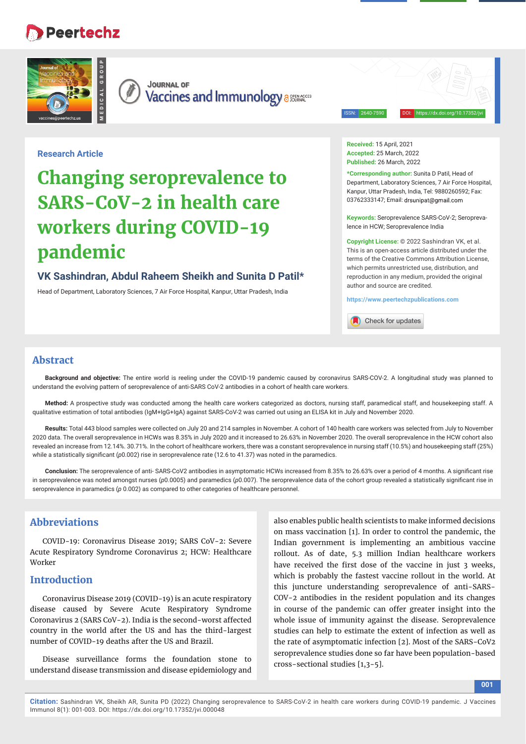Research Article

# Changing seroprevalence to SARS-CoV-2 in health care workers during COVID-19 pandemic

**VK Sashindran, Abdul Raheem Sheikh and Sunita D Patil***

Head of Department, Laboratory Sciences, 7 Air Force Hospital, Kanpur, Uttar Pradesh, India

**Received:** 15 April, 2021
**Accepted:** 25 March, 2022
**Published:** 26 March, 2022

***Corresponding author:** Sunita D Patil, Head of Department, Laboratory Sciences, 7 Air Force Hospital, Kanpur, Uttar Pradesh, India, Tel: 9880260592; Fax: 03762333147; Email: drsunipat@gmail.com

**Keywords:** Seroprevalence SARS-CoV-2; Seroprevalence in HCW; Seroprevalence India

**Copyright License:** © 2022 Sashindran VK, et al. This is an open-access article distributed under the terms of the Creative Commons Attribution License, which permits unrestricted use, distribution, and reproduction in any medium, provided the original author and source are credited.

https://www.peertechzpublications.com

## Abstract

**Background and objective:** The entire world is reeling under the COVID-19 pandemic caused by coronavirus SARS-COV-2. A longitudinal study was planned to understand the evolving pattern of seroprevalence of anti-SARS CoV-2 antibodies in a cohort of health care workers.

**Method:** A prospective study was conducted among the health care workers categorized as doctors, nursing staff, paramedical staff, and housekeeping staff. A qualitative estimation of total antibodies (IgM+IgG+IgA) against SARS-CoV-2 was carried out using an ELISA kit in July and November 2020.

**Results:** Total 443 blood samples were collected on July 20 and 214 samples in November. A cohort of 140 health care workers was selected from July to November 2020 data. The overall seroprevalence in HCWs was 8.35% in July 2020 and it increased to 26.63% in November 2020. The overall seroprevalence in the HCW cohort also revealed an increase from 12.14%. 30.71%. In the cohort of healthcare workers, there was a constant seroprevalence in nursing staff (10.5%) and housekeeping staff (25%) while a statistically significant (*p*0.002) rise in seroprevalence rate (12.6 to 41.37) was noted in the paramedics.

**Conclusion:** The seroprevalence of anti- SARS-CoV2 antibodies in asymptomatic HCWs increased from 8.35% to 26.63% over a period of 4 months. A significant rise in seroprevalence was noted amongst nurses (*p*0.0005) and paramedics (*p*0.007). The seroprevalence data of the cohort group revealed a statistically significant rise in seroprevalence in paramedics (*p* 0.002) as compared to other categories of healthcare personnel.

## Abbreviations

COVID-19: Coronavirus Disease 2019; SARS CoV-2: Severe Acute Respiratory Syndrome Coronavirus 2; HCW: Healthcare Worker

## Introduction

Coronavirus Disease 2019 (COVID-19) is an acute respiratory disease caused by Severe Acute Respiratory Syndrome Coronavirus 2 (SARS CoV-2). India is the second-worst affected country in the world after the US and has the third-largest number of COVID-19 deaths after the US and Brazil.

Disease surveillance forms the foundation stone to understand disease transmission and disease epidemiology and also enables public health scientists to make informed decisions on mass vaccination [1]. In order to control the pandemic, the Indian government is implementing an ambitious vaccine rollout. As of date, 5.3 million Indian healthcare workers have received the first dose of the vaccine in just 3 weeks, which is probably the fastest vaccine rollout in the world. At this juncture understanding seroprevalence of anti-SARS-COV-2 antibodies in the resident population and its changes in course of the pandemic can offer greater insight into the whole issue of immunity against the disease. Seroprevalence studies can help to estimate the extent of infection as well as the rate of asymptomatic infection [2]. Most of the SARS-CoV2 seroprevalence studies done so far have been population-based cross-sectional studies [1,3-5].

**Citation:** Sashindran VK, Sheikh AR, Sunita PD (2022) Changing seroprevalence to SARS-CoV-2 in health care workers during COVID-19 pandemic. J Vaccines Immunol 8(1): 001-003. DOI: https://dx.doi.org/10.17352/jvi.000048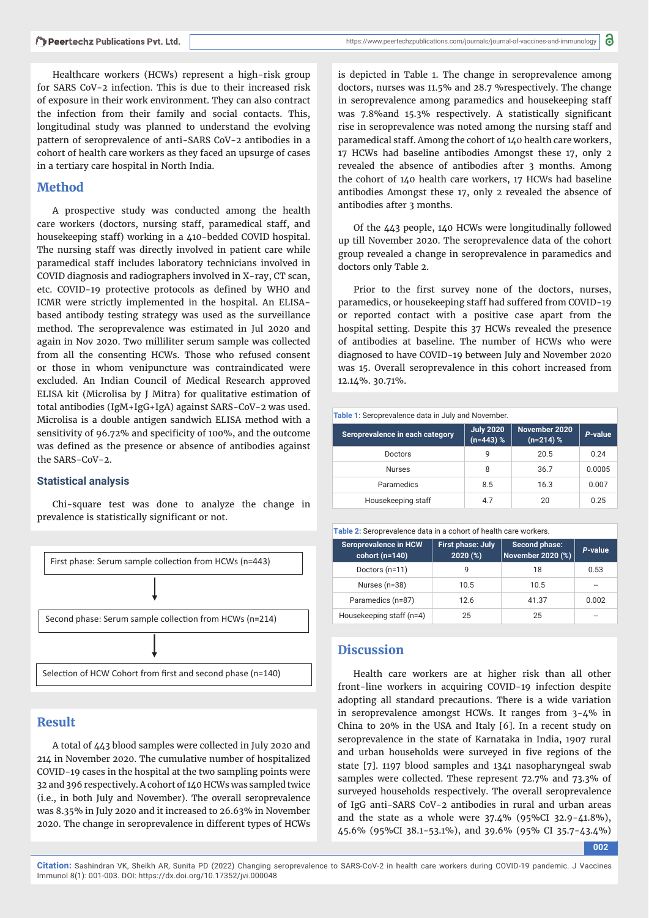Healthcare workers (HCWs) represent a high-risk group for SARS CoV-2 infection. This is due to their increased risk of exposure in their work environment. They can also contract the infection from their family and social contacts. This, longitudinal study was planned to understand the evolving pattern of seroprevalence of anti-SARS CoV-2 antibodies in a cohort of health care workers as they faced an upsurge of cases in a tertiary care hospital in North India.

## Method

A prospective study was conducted among the health care workers (doctors, nursing staff, paramedical staff, and housekeeping staff) working in a 410-bedded COVID hospital. The nursing staff was directly involved in patient care while paramedical staff includes laboratory technicians involved in COVID diagnosis and radiographers involved in X-ray, CT scan, etc. COVID-19 protective protocols as defined by WHO and ICMR were strictly implemented in the hospital. An ELISA-based antibody testing strategy was used as the surveillance method. The seroprevalence was estimated in Jul 2020 and again in Nov 2020. Two milliliter serum sample was collected from all the consenting HCWs. Those who refused consent or those in whom venipuncture was contraindicated were excluded. An Indian Council of Medical Research approved ELISA kit (Microlisa by J Mitra) for qualitative estimation of total antibodies (IgM+IgG+IgA) against SARS-CoV-2 was used. Microlisa is a double antigen sandwich ELISA method with a sensitivity of 96.72% and specificity of 100%, and the outcome was defined as the presence or absence of antibodies against the SARS-CoV-2.

### Statistical analysis

Chi-square test was done to analyze the change in prevalence is statistically significant or not.

First phase: Serum sample collection from HCWs (n=443)

↓

Second phase: Serum sample collection from HCWs (n=214)

↓

Selection of HCW Cohort from first and second phase (n=140)

## Result

A total of 443 blood samples were collected in July 2020 and 214 in November 2020. The cumulative number of hospitalized COVID-19 cases in the hospital at the two sampling points were 32 and 396 respectively. A cohort of 140 HCWs was sampled twice (i.e., in both July and November). The overall seroprevalence was 8.35% in July 2020 and it increased to 26.63% in November 2020. The change in seroprevalence in different types of HCWs is depicted in Table 1. The change in seroprevalence among doctors, nurses was 11.5% and 28.7 %respectively. The change in seroprevalence among paramedics and housekeeping staff was 7.8%and 15.3% respectively. A statistically significant rise in seroprevalence was noted among the nursing staff and paramedical staff. Among the cohort of 140 health care workers, 17 HCWs had baseline antibodies Amongst these 17, only 2 revealed the absence of antibodies after 3 months. Among the cohort of 140 health care workers, 17 HCWs had baseline antibodies Amongst these 17, only 2 revealed the absence of antibodies after 3 months.

Of the 443 people, 140 HCWs were longitudinally followed up till November 2020. The seroprevalence data of the cohort group revealed a change in seroprevalence in paramedics and doctors only Table 2.

Prior to the first survey none of the doctors, nurses, paramedics, or housekeeping staff had suffered from COVID-19 or reported contact with a positive case apart from the hospital setting. Despite this 37 HCWs revealed the presence of antibodies at baseline. The number of HCWs who were diagnosed to have COVID-19 between July and November 2020 was 15. Overall seroprevalence in this cohort increased from 12.14%. 30.71%.

**Table 1:** Seroprevalence data in July and November.

| Seroprevalence in each category | July 2020 (n=443) % | November 2020 (n=214) % | P-value |
|---|---|---|---|
| Doctors | 9 | 20.5 | 0.24 |
| Nurses | 8 | 36.7 | 0.0005 |
| Paramedics | 8.5 | 16.3 | 0.007 |
| Housekeeping staff | 4.7 | 20 | 0.25 |

**Table 2:** Seroprevalence data in a cohort of health care workers.

| Seroprevalence in HCW cohort (n=140) | First phase: July 2020 (%) | Second phase: November 2020 (%) | P-value |
|---|---|---|---|
| Doctors (n=11) | 9 | 18 | 0.53 |
| Nurses (n=38) | 10.5 | 10.5 | -- |
| Paramedics (n=87) | 12.6 | 41.37 | 0.002 |
| Housekeeping staff (n=4) | 25 | 25 | -- |

## Discussion

Health care workers are at higher risk than all other front-line workers in acquiring COVID-19 infection despite adopting all standard precautions. There is a wide variation in seroprevalence amongst HCWs. It ranges from 3-4% in China to 20% in the USA and Italy [6]. In a recent study on seroprevalence in the state of Karnataka in India, 1907 rural and urban households were surveyed in five regions of the state [7]. 1197 blood samples and 1341 nasopharyngeal swab samples were collected. These represent 72.7% and 73.3% of surveyed households respectively. The overall seroprevalence of IgG anti-SARS CoV-2 antibodies in rural and urban areas and the state as a whole were 37.4% (95%CI 32.9-41.8%), 45.6% (95%CI 38.1-53.1%), and 39.6% (95% CI 35.7-43.4%)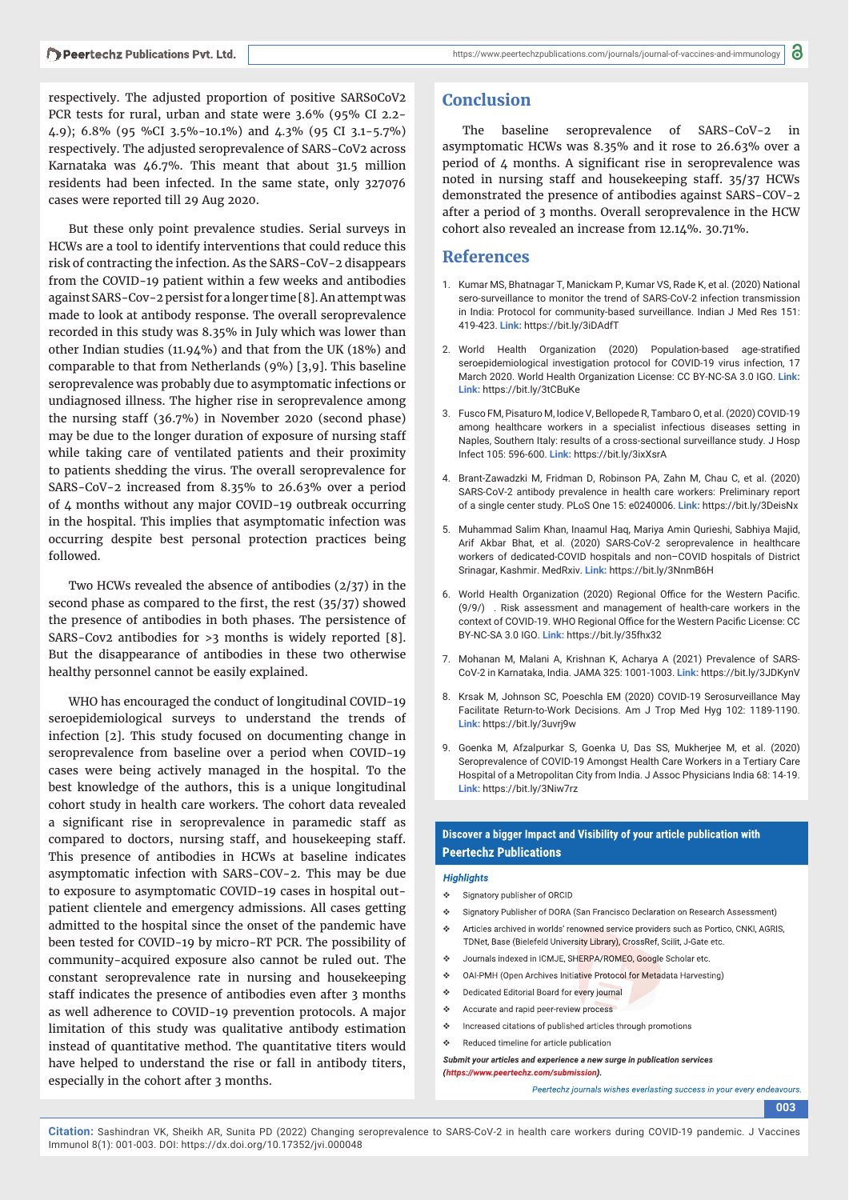respectively. The adjusted proportion of positive SARS0CoV2 PCR tests for rural, urban and state were 3.6% (95% CI 2.2-4.9); 6.8% (95 %CI 3.5%-10.1%) and 4.3% (95 CI 3.1-5.7%) respectively. The adjusted seroprevalence of SARS-CoV2 across Karnataka was 46.7%. This meant that about 31.5 million residents had been infected. In the same state, only 327076 cases were reported till 29 Aug 2020.

But these only point prevalence studies. Serial surveys in HCWs are a tool to identify interventions that could reduce this risk of contracting the infection. As the SARS-CoV-2 disappears from the COVID-19 patient within a few weeks and antibodies against SARS-Cov-2 persist for a longer time [8]. An attempt was made to look at antibody response. The overall seroprevalence recorded in this study was 8.35% in July which was lower than other Indian studies (11.94%) and that from the UK (18%) and comparable to that from Netherlands (9%) [3,9]. This baseline seroprevalence was probably due to asymptomatic infections or undiagnosed illness. The higher rise in seroprevalence among the nursing staff (36.7%) in November 2020 (second phase) may be due to the longer duration of exposure of nursing staff while taking care of ventilated patients and their proximity to patients shedding the virus. The overall seroprevalence for SARS-CoV-2 increased from 8.35% to 26.63% over a period of 4 months without any major COVID-19 outbreak occurring in the hospital. This implies that asymptomatic infection was occurring despite best personal protection practices being followed.

Two HCWs revealed the absence of antibodies (2/37) in the second phase as compared to the first, the rest (35/37) showed the presence of antibodies in both phases. The persistence of SARS-Cov2 antibodies for >3 months is widely reported [8]. But the disappearance of antibodies in these two otherwise healthy personnel cannot be easily explained.

WHO has encouraged the conduct of longitudinal COVID-19 seroepidemiological surveys to understand the trends of infection [2]. This study focused on documenting change in seroprevalence from baseline over a period when COVID-19 cases were being actively managed in the hospital. To the best knowledge of the authors, this is a unique longitudinal cohort study in health care workers. The cohort data revealed a significant rise in seroprevalence in paramedic staff as compared to doctors, nursing staff, and housekeeping staff. This presence of antibodies in HCWs at baseline indicates asymptomatic infection with SARS-COV-2. This may be due to exposure to asymptomatic COVID-19 cases in hospital out-patient clientele and emergency admissions. All cases getting admitted to the hospital since the onset of the pandemic have been tested for COVID-19 by micro-RT PCR. The possibility of community-acquired exposure also cannot be ruled out. The constant seroprevalence rate in nursing and housekeeping staff indicates the presence of antibodies even after 3 months as well adherence to COVID-19 prevention protocols. A major limitation of this study was qualitative antibody estimation instead of quantitative method. The quantitative titers would have helped to understand the rise or fall in antibody titers, especially in the cohort after 3 months.

## Conclusion

The baseline seroprevalence of SARS-CoV-2 in asymptomatic HCWs was 8.35% and it rose to 26.63% over a period of 4 months. A significant rise in seroprevalence was noted in nursing staff and housekeeping staff. 35/37 HCWs demonstrated the presence of antibodies against SARS-COV-2 after a period of 3 months. Overall seroprevalence in the HCW cohort also revealed an increase from 12.14%. 30.71%.

## References

1. Kumar MS, Bhatnagar T, Manickam P, Kumar VS, Rade K, et al. (2020) National sero-surveillance to monitor the trend of SARS-CoV-2 infection transmission in India: Protocol for community-based surveillance. Indian J Med Res 151: 419-423. **Link:** https://bit.ly/3iDAdfT
2. World Health Organization (2020) Population-based age-stratified seroepidemiological investigation protocol for COVID-19 virus infection, 17 March 2020. World Health Organization License: CC BY-NC-SA 3.0 IGO. **Link:** **Link:** https://bit.ly/3tCBuKe
3. Fusco FM, Pisaturo M, Iodice V, Bellopede R, Tambaro O, et al. (2020) COVID-19 among healthcare workers in a specialist infectious diseases setting in Naples, Southern Italy: results of a cross-sectional surveillance study. J Hosp Infect 105: 596-600. **Link:** https://bit.ly/3ixXsrA
4. Brant-Zawadzki M, Fridman D, Robinson PA, Zahn M, Chau C, et al. (2020) SARS-CoV-2 antibody prevalence in health care workers: Preliminary report of a single center study. PLoS One 15: e0240006. **Link:** https://bit.ly/3DeisNx
5. Muhammad Salim Khan, Inaamul Haq, Mariya Amin Qurieshi, Sabhiya Majid, Arif Akbar Bhat, et al. (2020) SARS-CoV-2 seroprevalence in healthcare workers of dedicated-COVID hospitals and non–COVID hospitals of District Srinagar, Kashmir. MedRxiv. **Link:** https://bit.ly/3NnmB6H
6. World Health Organization (2020) Regional Office for the Western Pacific. (9/9/) . Risk assessment and management of health-care workers in the context of COVID-19. WHO Regional Office for the Western Pacific License: CC BY-NC-SA 3.0 IGO. **Link:** https://bit.ly/35fhx32
7. Mohanan M, Malani A, Krishnan K, Acharya A (2021) Prevalence of SARS-CoV-2 in Karnataka, India. JAMA 325: 1001-1003. **Link:** https://bit.ly/3JDKynV
8. Krsak M, Johnson SC, Poeschla EM (2020) COVID-19 Serosurveillance May Facilitate Return-to-Work Decisions. Am J Trop Med Hyg 102: 1189-1190. **Link:** https://bit.ly/3uvrj9w
9. Goenka M, Afzalpurkar S, Goenka U, Das SS, Mukherjee M, et al. (2020) Seroprevalence of COVID-19 Amongst Health Care Workers in a Tertiary Care Hospital of a Metropolitan City from India. J Assoc Physicians India 68: 14-19. **Link:** https://bit.ly/3Niw7rz

**Discover a bigger Impact and Visibility of your article publication with Peertechz Publications**

***Highlights***

- Signatory publisher of ORCID
- Signatory Publisher of DORA (San Francisco Declaration on Research Assessment)
- Articles archived in worlds' renowned service providers such as Portico, CNKI, AGRIS, TDNet, Base (Bielefeld University Library), CrossRef, Scilit, J-Gate etc.
- Journals indexed in ICMJE, SHERPA/ROMEO, Google Scholar etc.
- OAI-PMH (Open Archives Initiative Protocol for Metadata Harvesting)
- Dedicated Editorial Board for every journal
- Accurate and rapid peer-review process
- Increased citations of published articles through promotions
- Reduced timeline for article publication

***Submit your articles and experience a new surge in publication services (https://www.peertechz.com/submission).***

*Peertechz journals wishes everlasting success in your every endeavours.*

**Citation:** Sashindran VK, Sheikh AR, Sunita PD (2022) Changing seroprevalence to SARS-CoV-2 in health care workers during COVID-19 pandemic. J Vaccines Immunol 8(1): 001-003. DOI: https://dx.doi.org/10.17352/jvi.000048